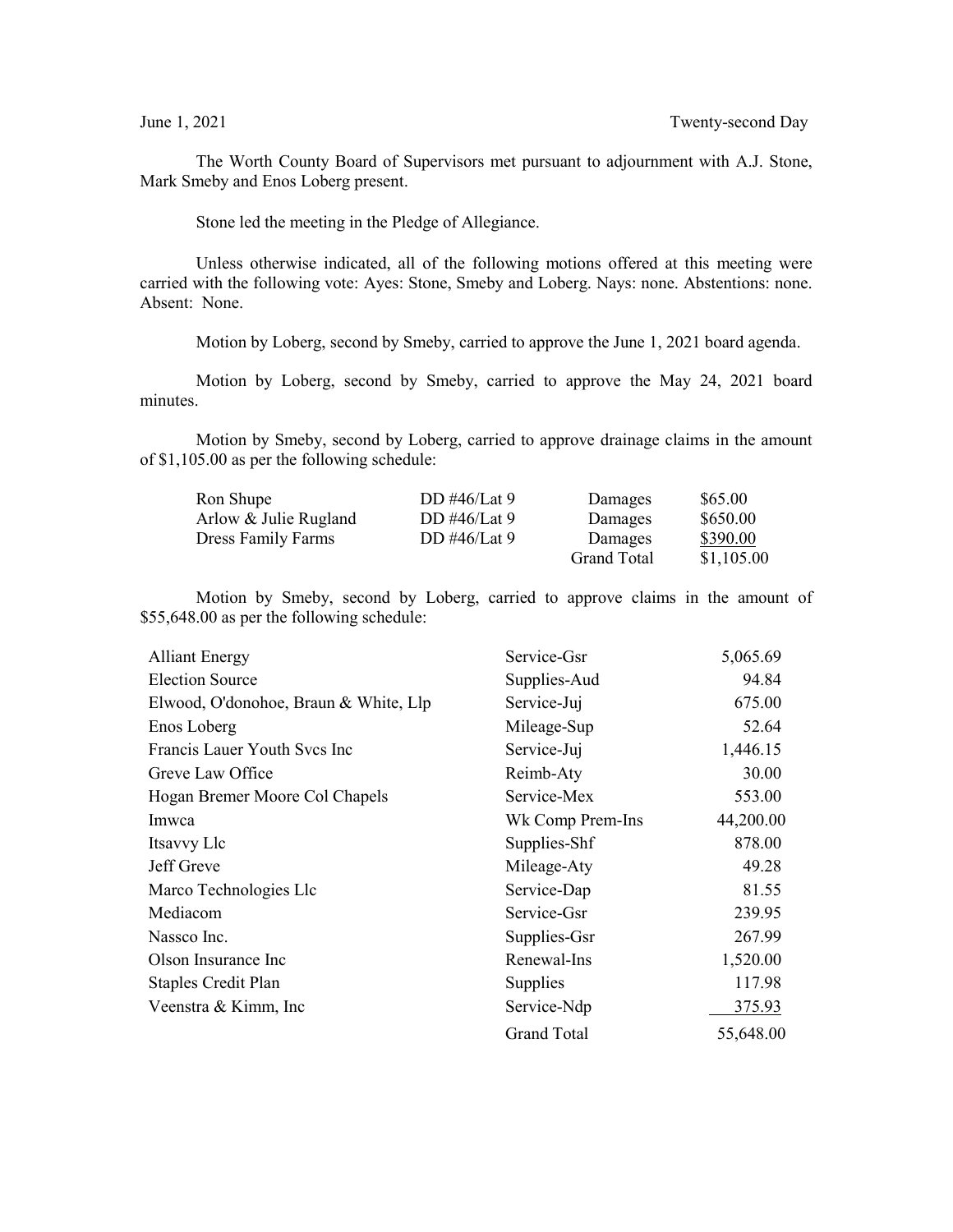June 1, 2021 Twenty-second Day

The Worth County Board of Supervisors met pursuant to adjournment with A.J. Stone, Mark Smeby and Enos Loberg present.

Stone led the meeting in the Pledge of Allegiance.

Unless otherwise indicated, all of the following motions offered at this meeting were carried with the following vote: Ayes: Stone, Smeby and Loberg. Nays: none. Abstentions: none. Absent: None.

Motion by Loberg, second by Smeby, carried to approve the June 1, 2021 board agenda.

Motion by Loberg, second by Smeby, carried to approve the May 24, 2021 board minutes.

Motion by Smeby, second by Loberg, carried to approve drainage claims in the amount of $1,105.00 as per the following schedule:

| | | | |
|---|---|---|---|
| Ron Shupe | DD #46/Lat 9 | Damages | $65.00 |
| Arlow & Julie Rugland | DD #46/Lat 9 | Damages | $650.00 |
| Dress Family Farms | DD #46/Lat 9 | Damages | $390.00 |
| | | Grand Total | $1,105.00 |

Motion by Smeby, second by Loberg, carried to approve claims in the amount of $55,648.00 as per the following schedule:

| | | |
|---|---|---|
| Alliant Energy | Service-Gsr | 5,065.69 |
| Election Source | Supplies-Aud | 94.84 |
| Elwood, O'donohoe, Braun & White, Llp | Service-Juj | 675.00 |
| Enos Loberg | Mileage-Sup | 52.64 |
| Francis Lauer Youth Svcs Inc | Service-Juj | 1,446.15 |
| Greve Law Office | Reimb-Aty | 30.00 |
| Hogan Bremer Moore Col Chapels | Service-Mex | 553.00 |
| Imwca | Wk Comp Prem-Ins | 44,200.00 |
| Itsavvy Llc | Supplies-Shf | 878.00 |
| Jeff Greve | Mileage-Aty | 49.28 |
| Marco Technologies Llc | Service-Dap | 81.55 |
| Mediacom | Service-Gsr | 239.95 |
| Nassco Inc. | Supplies-Gsr | 267.99 |
| Olson Insurance Inc | Renewal-Ins | 1,520.00 |
| Staples Credit Plan | Supplies | 117.98 |
| Veenstra & Kimm, Inc | Service-Ndp | 375.93 |
| | Grand Total | 55,648.00 |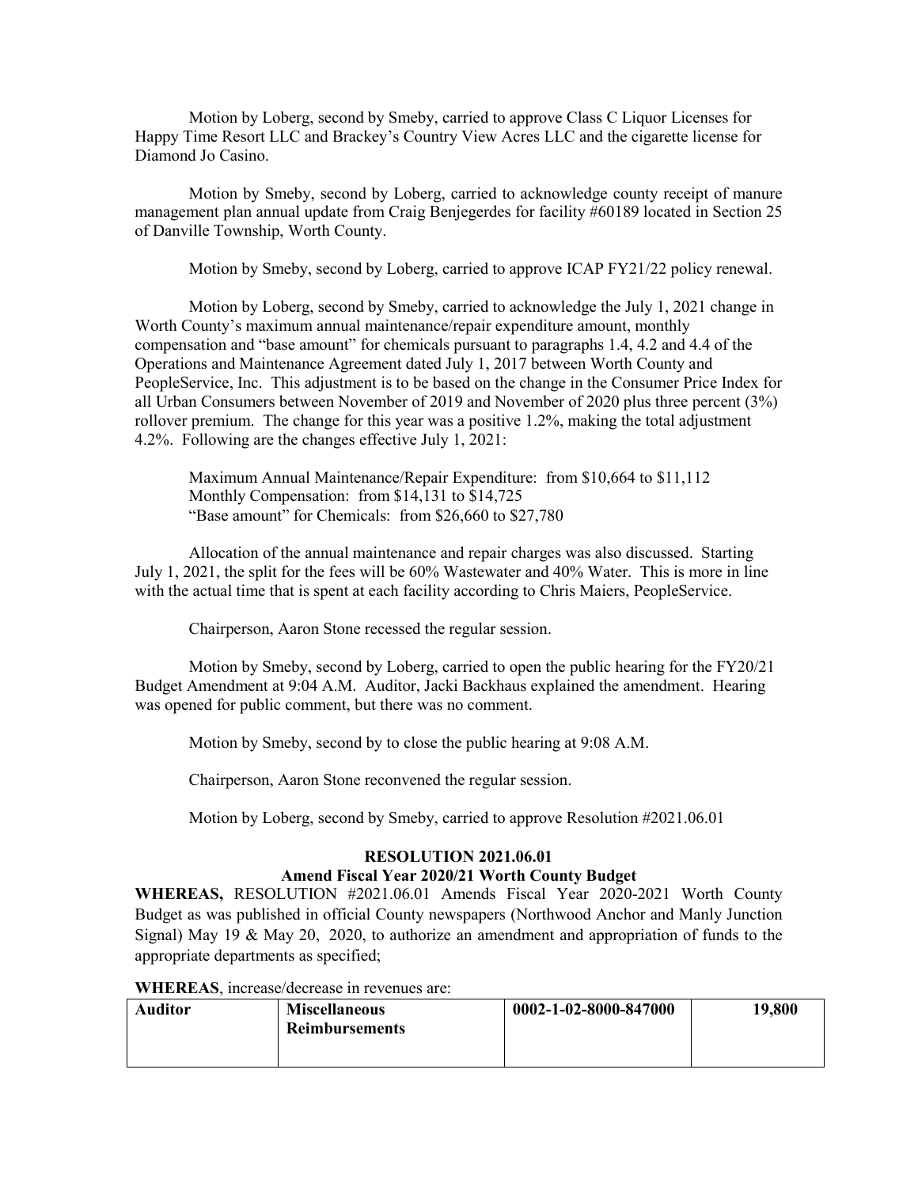Motion by Loberg, second by Smeby, carried to approve Class C Liquor Licenses for Happy Time Resort LLC and Brackey's Country View Acres LLC and the cigarette license for Diamond Jo Casino.

Motion by Smeby, second by Loberg, carried to acknowledge county receipt of manure management plan annual update from Craig Benjegerdes for facility #60189 located in Section 25 of Danville Township, Worth County.

Motion by Smeby, second by Loberg, carried to approve ICAP FY21/22 policy renewal.

Motion by Loberg, second by Smeby, carried to acknowledge the July 1, 2021 change in Worth County's maximum annual maintenance/repair expenditure amount, monthly compensation and "base amount" for chemicals pursuant to paragraphs 1.4, 4.2 and 4.4 of the Operations and Maintenance Agreement dated July 1, 2017 between Worth County and PeopleService, Inc. This adjustment is to be based on the change in the Consumer Price Index for all Urban Consumers between November of 2019 and November of 2020 plus three percent (3%) rollover premium. The change for this year was a positive 1.2%, making the total adjustment 4.2%. Following are the changes effective July 1, 2021:

Maximum Annual Maintenance/Repair Expenditure: from $10,664 to $11,112
Monthly Compensation: from $14,131 to $14,725
"Base amount" for Chemicals: from $26,660 to $27,780

Allocation of the annual maintenance and repair charges was also discussed. Starting July 1, 2021, the split for the fees will be 60% Wastewater and 40% Water. This is more in line with the actual time that is spent at each facility according to Chris Maiers, PeopleService.

Chairperson, Aaron Stone recessed the regular session.

Motion by Smeby, second by Loberg, carried to open the public hearing for the FY20/21 Budget Amendment at 9:04 A.M. Auditor, Jacki Backhaus explained the amendment. Hearing was opened for public comment, but there was no comment.

Motion by Smeby, second by to close the public hearing at 9:08 A.M.

Chairperson, Aaron Stone reconvened the regular session.

Motion by Loberg, second by Smeby, carried to approve Resolution #2021.06.01

**RESOLUTION 2021.06.01**
**Amend Fiscal Year 2020/21 Worth County Budget**

**WHEREAS,** RESOLUTION #2021.06.01 Amends Fiscal Year 2020-2021 Worth County Budget as was published in official County newspapers (Northwood Anchor and Manly Junction Signal) May 19 & May 20, 2020, to authorize an amendment and appropriation of funds to the appropriate departments as specified;

**WHEREAS**, increase/decrease in revenues are:

| **Auditor** | **Miscellaneous Reimbursements** | **0002-1-02-8000-847000** | **19,800** |
|---|---|---|---|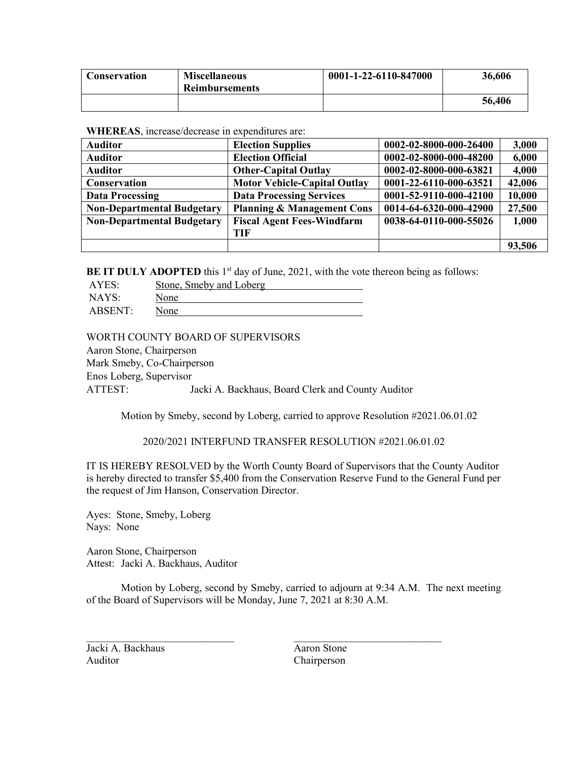| | | | |
|---|---|---|---|
| **Conservation** | **Miscellaneous Reimbursements** | **0001-1-22-6110-847000** | **36,606** |
| | | | **56,406** |

**WHEREAS**, increase/decrease in expenditures are:

| | | | |
|---|---|---|---|
| **Auditor** | **Election Supplies** | **0002-02-8000-000-26400** | **3,000** |
| **Auditor** | **Election Official** | **0002-02-8000-000-48200** | **6,000** |
| **Auditor** | **Other-Capital Outlay** | **0002-02-8000-000-63821** | **4,000** |
| **Conservation** | **Motor Vehicle-Capital Outlay** | **0001-22-6110-000-63521** | **42,006** |
| **Data Processing** | **Data Processing Services** | **0001-52-9110-000-42100** | **10,000** |
| **Non-Departmental Budgetary** | **Planning & Management Cons** | **0014-64-6320-000-42900** | **27,500** |
| **Non-Departmental Budgetary** | **Fiscal Agent Fees-Windfarm TIF** | **0038-64-0110-000-55026** | **1,000** |
| | | | **93,506** |

**BE IT DULY ADOPTED** this 1st day of June, 2021, with the vote thereon being as follows:

AYES: Stone, Smeby and Loberg
NAYS: None
ABSENT: None

WORTH COUNTY BOARD OF SUPERVISORS
Aaron Stone, Chairperson
Mark Smeby, Co-Chairperson
Enos Loberg, Supervisor
ATTEST: Jacki A. Backhaus, Board Clerk and County Auditor

Motion by Smeby, second by Loberg, carried to approve Resolution #2021.06.01.02

2020/2021 INTERFUND TRANSFER RESOLUTION #2021.06.01.02

IT IS HEREBY RESOLVED by the Worth County Board of Supervisors that the County Auditor is hereby directed to transfer $5,400 from the Conservation Reserve Fund to the General Fund per the request of Jim Hanson, Conservation Director.

Ayes: Stone, Smeby, Loberg
Nays: None

Aaron Stone, Chairperson
Attest: Jacki A. Backhaus, Auditor

Motion by Loberg, second by Smeby, carried to adjourn at 9:34 A.M. The next meeting of the Board of Supervisors will be Monday, June 7, 2021 at 8:30 A.M.

Jacki A. Backhaus
Auditor

Aaron Stone
Chairperson